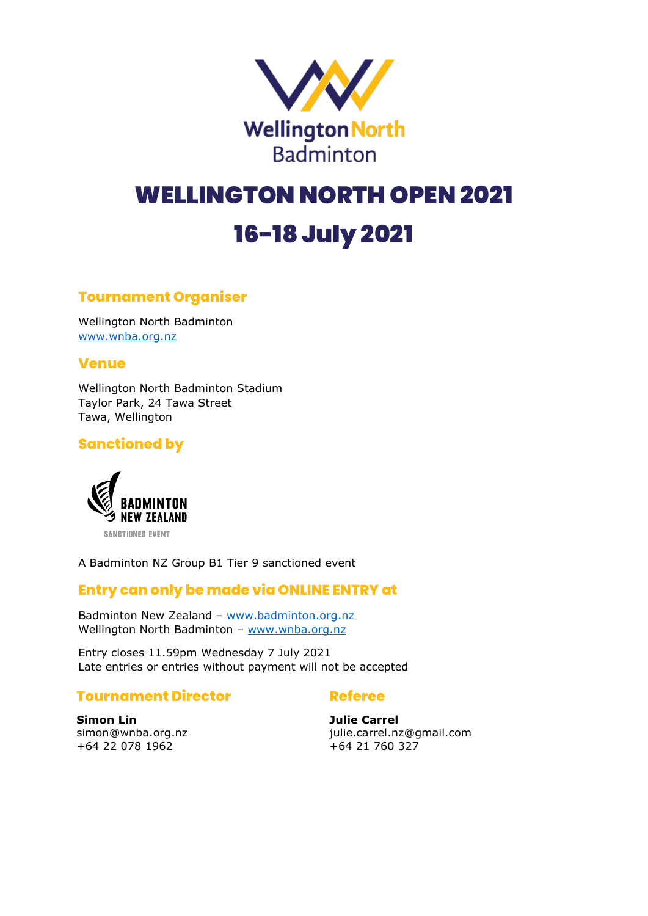Wellington North Badminton

# WELLINGTON NORTH OPEN 2021

# 16-18 July 2021

## Tournament Organiser

Wellington North Badminton
www.wnba.org.nz

## Venue

Wellington North Badminton Stadium
Taylor Park, 24 Tawa Street
Tawa, Wellington

## Sanctioned by

BADMINTON NEW ZEALAND
SANCTIONED EVENT

A Badminton NZ Group B1 Tier 9 sanctioned event

## Entry can only be made via ONLINE ENTRY at

Badminton New Zealand – www.badminton.org.nz
Wellington North Badminton – www.wnba.org.nz

Entry closes 11.59pm Wednesday 7 July 2021
Late entries or entries without payment will not be accepted

## Tournament Director

**Simon Lin**
simon@wnba.org.nz
+64 22 078 1962

## Referee

**Julie Carrel**
julie.carrel.nz@gmail.com
+64 21 760 327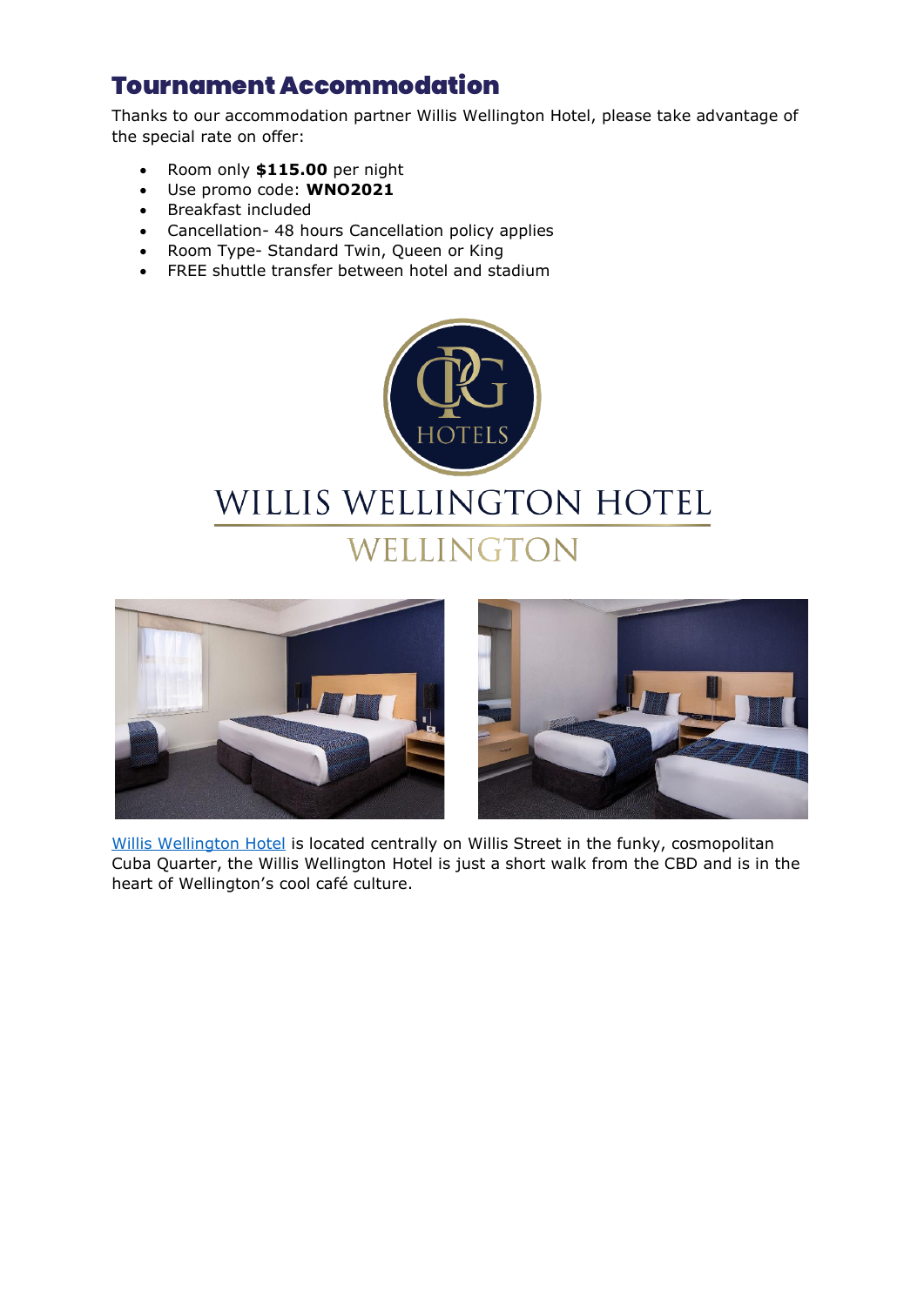## Tournament Accommodation

Thanks to our accommodation partner Willis Wellington Hotel, please take advantage of the special rate on offer:

- Room only **$115.00** per night
- Use promo code: **WNO2021**
- Breakfast included
- Cancellation- 48 hours Cancellation policy applies
- Room Type- Standard Twin, Queen or King
- FREE shuttle transfer between hotel and stadium

Willis Wellington Hotel is located centrally on Willis Street in the funky, cosmopolitan Cuba Quarter, the Willis Wellington Hotel is just a short walk from the CBD and is in the heart of Wellington's cool café culture.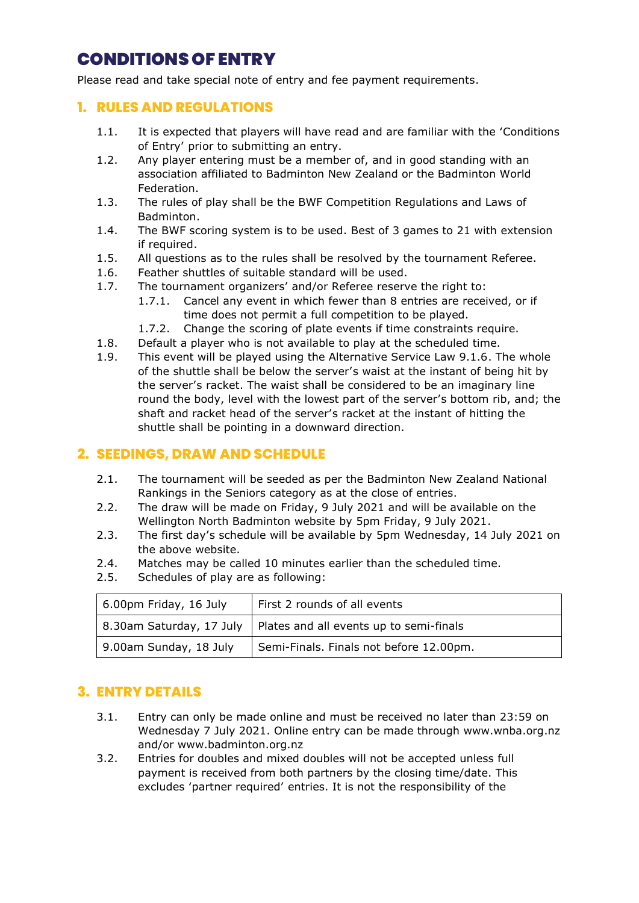# CONDITIONS OF ENTRY

Please read and take special note of entry and fee payment requirements.

## 1. RULES AND REGULATIONS

1.1. It is expected that players will have read and are familiar with the 'Conditions of Entry' prior to submitting an entry.

1.2. Any player entering must be a member of, and in good standing with an association affiliated to Badminton New Zealand or the Badminton World Federation.

1.3. The rules of play shall be the BWF Competition Regulations and Laws of Badminton.

1.4. The BWF scoring system is to be used. Best of 3 games to 21 with extension if required.

1.5. All questions as to the rules shall be resolved by the tournament Referee.

1.6. Feather shuttles of suitable standard will be used.

1.7. The tournament organizers' and/or Referee reserve the right to:

1.7.1. Cancel any event in which fewer than 8 entries are received, or if time does not permit a full competition to be played.

1.7.2. Change the scoring of plate events if time constraints require.

1.8. Default a player who is not available to play at the scheduled time.

1.9. This event will be played using the Alternative Service Law 9.1.6. The whole of the shuttle shall be below the server's waist at the instant of being hit by the server's racket. The waist shall be considered to be an imaginary line round the body, level with the lowest part of the server's bottom rib, and; the shaft and racket head of the server's racket at the instant of hitting the shuttle shall be pointing in a downward direction.

## 2. SEEDINGS, DRAW AND SCHEDULE

2.1. The tournament will be seeded as per the Badminton New Zealand National Rankings in the Seniors category as at the close of entries.

2.2. The draw will be made on Friday, 9 July 2021 and will be available on the Wellington North Badminton website by 5pm Friday, 9 July 2021.

2.3. The first day's schedule will be available by 5pm Wednesday, 14 July 2021 on the above website.

2.4. Matches may be called 10 minutes earlier than the scheduled time.

2.5. Schedules of play are as following:

| 6.00pm Friday, 16 July | First 2 rounds of all events |
|---|---|
| 8.30am Saturday, 17 July | Plates and all events up to semi-finals |
| 9.00am Sunday, 18 July | Semi-Finals. Finals not before 12.00pm. |

## 3. ENTRY DETAILS

3.1. Entry can only be made online and must be received no later than 23:59 on Wednesday 7 July 2021. Online entry can be made through www.wnba.org.nz and/or www.badminton.org.nz

3.2. Entries for doubles and mixed doubles will not be accepted unless full payment is received from both partners by the closing time/date. This excludes 'partner required' entries. It is not the responsibility of the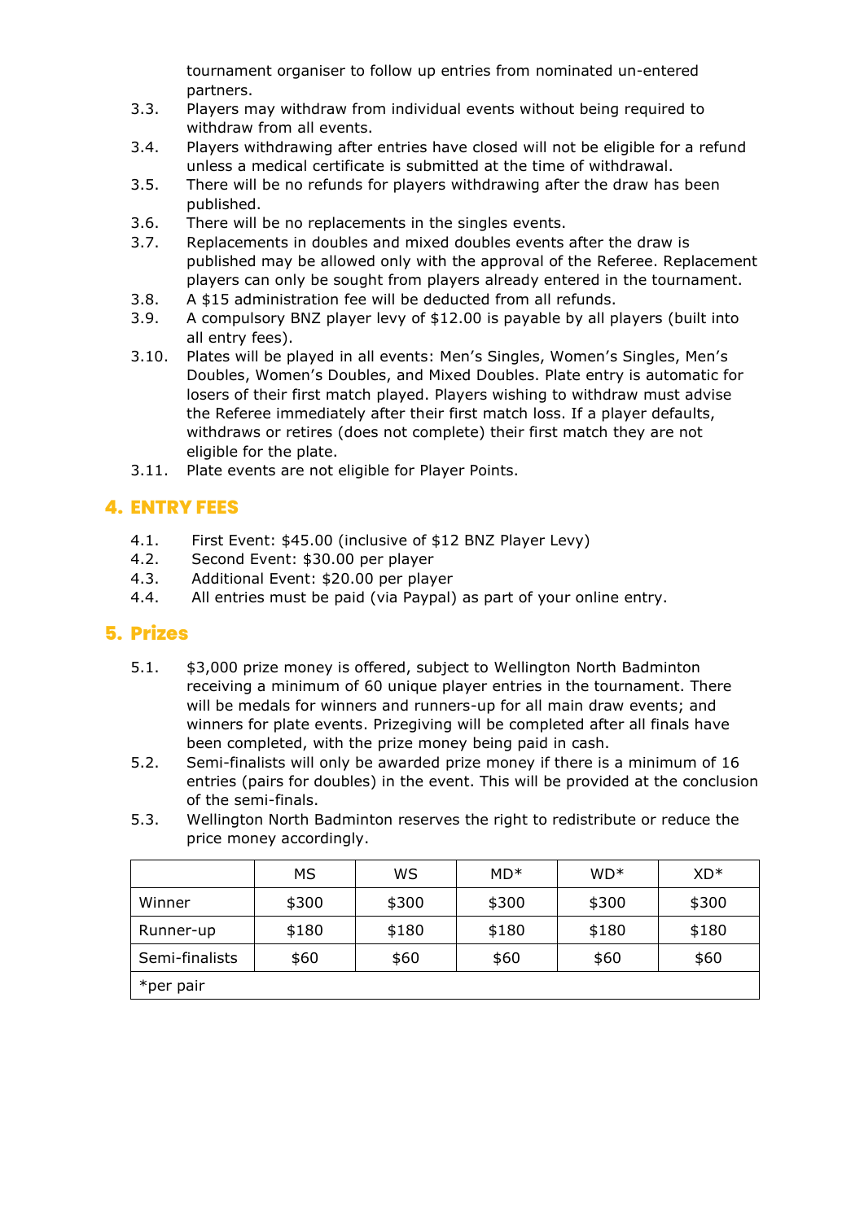tournament organiser to follow up entries from nominated un-entered partners.

3.3. Players may withdraw from individual events without being required to withdraw from all events.

3.4. Players withdrawing after entries have closed will not be eligible for a refund unless a medical certificate is submitted at the time of withdrawal.

3.5. There will be no refunds for players withdrawing after the draw has been published.

3.6. There will be no replacements in the singles events.

3.7. Replacements in doubles and mixed doubles events after the draw is published may be allowed only with the approval of the Referee. Replacement players can only be sought from players already entered in the tournament.

3.8. A $15 administration fee will be deducted from all refunds.

3.9. A compulsory BNZ player levy of $12.00 is payable by all players (built into all entry fees).

3.10. Plates will be played in all events: Men's Singles, Women's Singles, Men's Doubles, Women's Doubles, and Mixed Doubles. Plate entry is automatic for losers of their first match played. Players wishing to withdraw must advise the Referee immediately after their first match loss. If a player defaults, withdraws or retires (does not complete) their first match they are not eligible for the plate.

3.11. Plate events are not eligible for Player Points.

## 4. ENTRY FEES

4.1. First Event: $45.00 (inclusive of $12 BNZ Player Levy)

4.2. Second Event: $30.00 per player

4.3. Additional Event: $20.00 per player

4.4. All entries must be paid (via Paypal) as part of your online entry.

## 5. Prizes

5.1. $3,000 prize money is offered, subject to Wellington North Badminton receiving a minimum of 60 unique player entries in the tournament. There will be medals for winners and runners-up for all main draw events; and winners for plate events. Prizegiving will be completed after all finals have been completed, with the prize money being paid in cash.

5.2. Semi-finalists will only be awarded prize money if there is a minimum of 16 entries (pairs for doubles) in the event. This will be provided at the conclusion of the semi-finals.

5.3. Wellington North Badminton reserves the right to redistribute or reduce the price money accordingly.

| | MS | WS | MD* | WD* | XD* |
|---|---|---|---|---|---|
| Winner | $300 | $300 | $300 | $300 | $300 |
| Runner-up | $180 | $180 | $180 | $180 | $180 |
| Semi-finalists | $60 | $60 | $60 | $60 | $60 |
| *per pair | | | | | |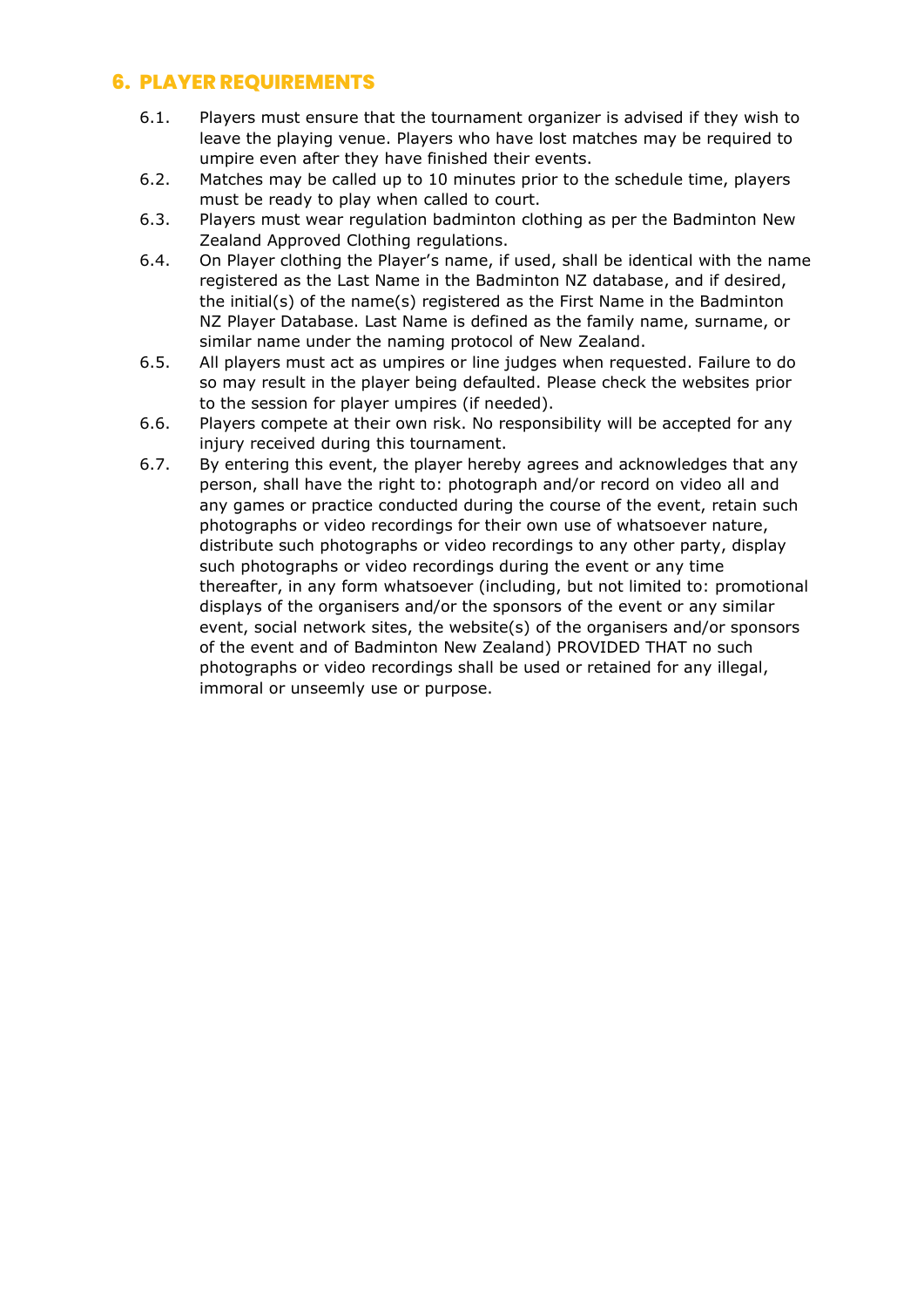## 6. PLAYER REQUIREMENTS

6.1. Players must ensure that the tournament organizer is advised if they wish to leave the playing venue. Players who have lost matches may be required to umpire even after they have finished their events.

6.2. Matches may be called up to 10 minutes prior to the schedule time, players must be ready to play when called to court.

6.3. Players must wear regulation badminton clothing as per the Badminton New Zealand Approved Clothing regulations.

6.4. On Player clothing the Player's name, if used, shall be identical with the name registered as the Last Name in the Badminton NZ database, and if desired, the initial(s) of the name(s) registered as the First Name in the Badminton NZ Player Database. Last Name is defined as the family name, surname, or similar name under the naming protocol of New Zealand.

6.5. All players must act as umpires or line judges when requested. Failure to do so may result in the player being defaulted. Please check the websites prior to the session for player umpires (if needed).

6.6. Players compete at their own risk. No responsibility will be accepted for any injury received during this tournament.

6.7. By entering this event, the player hereby agrees and acknowledges that any person, shall have the right to: photograph and/or record on video all and any games or practice conducted during the course of the event, retain such photographs or video recordings for their own use of whatsoever nature, distribute such photographs or video recordings to any other party, display such photographs or video recordings during the event or any time thereafter, in any form whatsoever (including, but not limited to: promotional displays of the organisers and/or the sponsors of the event or any similar event, social network sites, the website(s) of the organisers and/or sponsors of the event and of Badminton New Zealand) PROVIDED THAT no such photographs or video recordings shall be used or retained for any illegal, immoral or unseemly use or purpose.